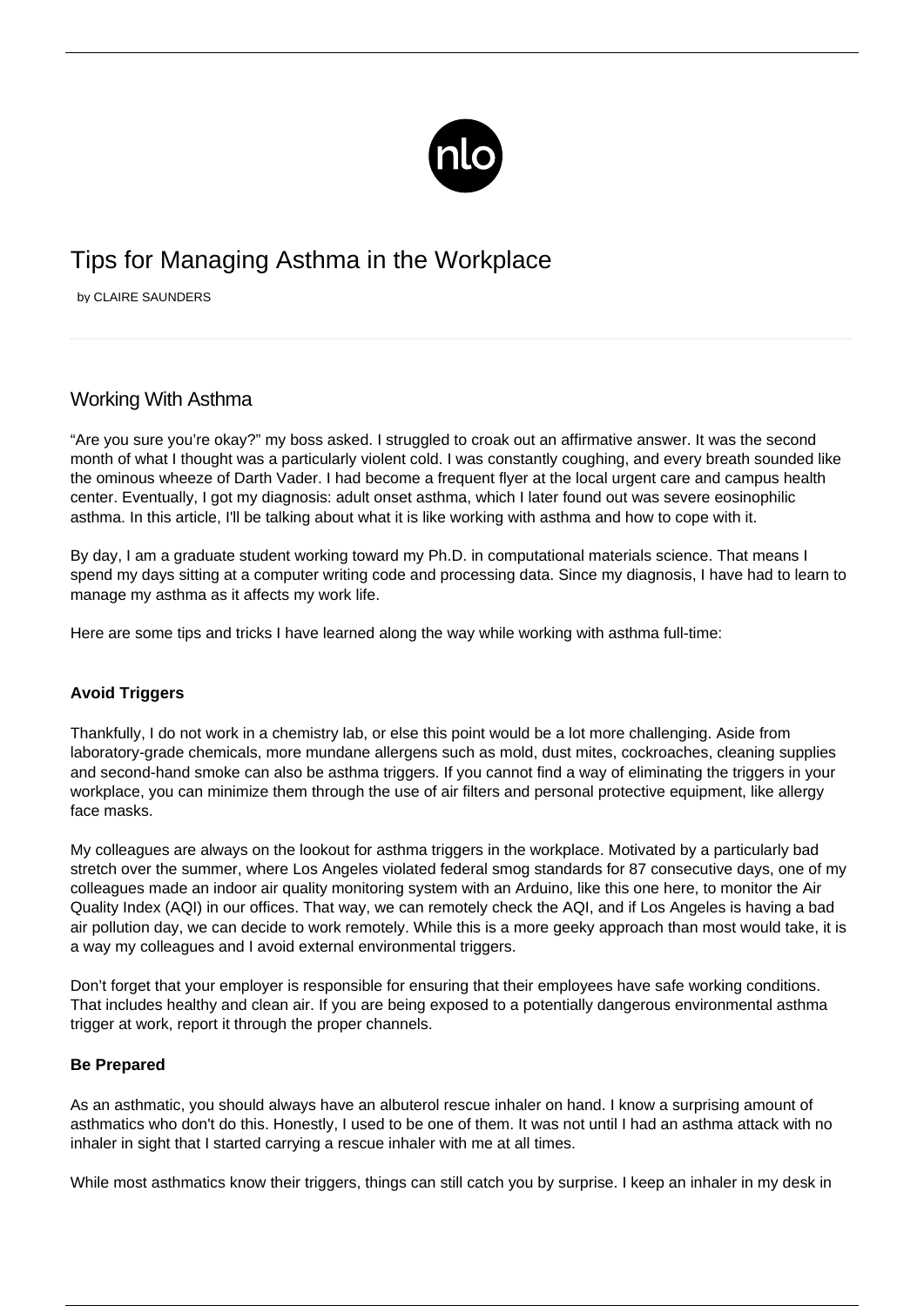# Tips for Managing Asthma in the Workplace

by CLAIRE SAUNDERS

## Working With Asthma

“Are you sure you’re okay?” my boss asked. I struggled to croak out an affirmative answer. It was the second month of what I thought was a particularly violent cold. I was constantly coughing, and every breath sounded like the ominous wheeze of Darth Vader. I had become a frequent flyer at the local urgent care and campus health center. Eventually, I got my diagnosis: adult onset asthma, which I later found out was severe eosinophilic asthma. In this article, I'll be talking about what it is like working with asthma and how to cope with it.

By day, I am a graduate student working toward my Ph.D. in computational materials science. That means I spend my days sitting at a computer writing code and processing data. Since my diagnosis, I have had to learn to manage my asthma as it affects my work life.

Here are some tips and tricks I have learned along the way while working with asthma full-time:

**Avoid Triggers**

Thankfully, I do not work in a chemistry lab, or else this point would be a lot more challenging. Aside from laboratory-grade chemicals, more mundane allergens such as mold, dust mites, cockroaches, cleaning supplies and second-hand smoke can also be asthma triggers. If you cannot find a way of eliminating the triggers in your workplace, you can minimize them through the use of air filters and personal protective equipment, like allergy face masks.

My colleagues are always on the lookout for asthma triggers in the workplace. Motivated by a particularly bad stretch over the summer, where Los Angeles violated federal smog standards for 87 consecutive days, one of my colleagues made an indoor air quality monitoring system with an Arduino, like this one here, to monitor the Air Quality Index (AQI) in our offices. That way, we can remotely check the AQI, and if Los Angeles is having a bad air pollution day, we can decide to work remotely. While this is a more geeky approach than most would take, it is a way my colleagues and I avoid external environmental triggers.

Don’t forget that your employer is responsible for ensuring that their employees have safe working conditions. That includes healthy and clean air. If you are being exposed to a potentially dangerous environmental asthma trigger at work, report it through the proper channels.

**Be Prepared**

As an asthmatic, you should always have an albuterol rescue inhaler on hand. I know a surprising amount of asthmatics who don't do this. Honestly, I used to be one of them. It was not until I had an asthma attack with no inhaler in sight that I started carrying a rescue inhaler with me at all times.

While most asthmatics know their triggers, things can still catch you by surprise. I keep an inhaler in my desk in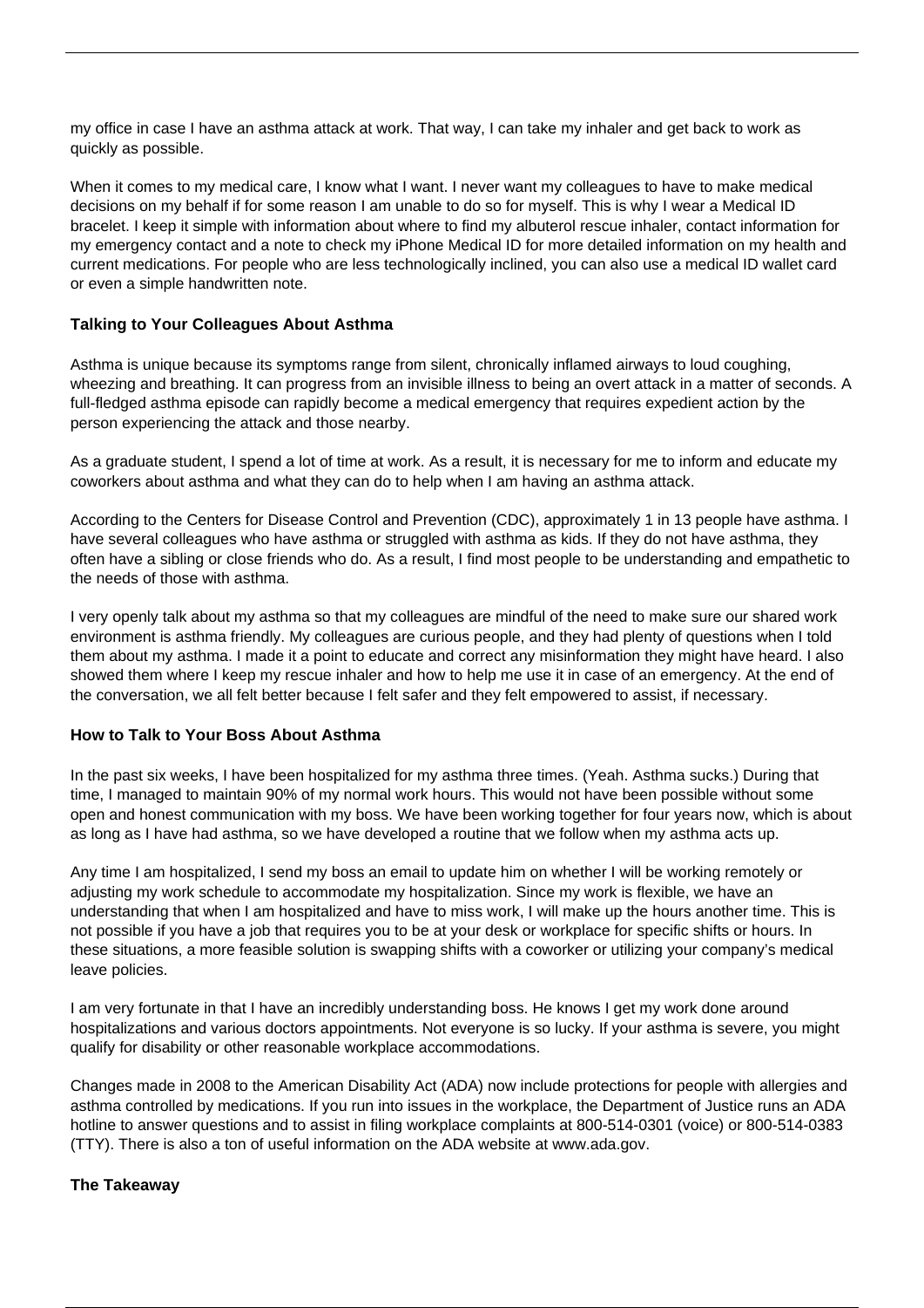my office in case I have an asthma attack at work. That way, I can take my inhaler and get back to work as quickly as possible.

When it comes to my medical care, I know what I want. I never want my colleagues to have to make medical decisions on my behalf if for some reason I am unable to do so for myself. This is why I wear a Medical ID bracelet. I keep it simple with information about where to find my albuterol rescue inhaler, contact information for my emergency contact and a note to check my iPhone Medical ID for more detailed information on my health and current medications. For people who are less technologically inclined, you can also use a medical ID wallet card or even a simple handwritten note.

### Talking to Your Colleagues About Asthma

Asthma is unique because its symptoms range from silent, chronically inflamed airways to loud coughing, wheezing and breathing. It can progress from an invisible illness to being an overt attack in a matter of seconds. A full-fledged asthma episode can rapidly become a medical emergency that requires expedient action by the person experiencing the attack and those nearby.

As a graduate student, I spend a lot of time at work. As a result, it is necessary for me to inform and educate my coworkers about asthma and what they can do to help when I am having an asthma attack.

According to the Centers for Disease Control and Prevention (CDC), approximately 1 in 13 people have asthma. I have several colleagues who have asthma or struggled with asthma as kids. If they do not have asthma, they often have a sibling or close friends who do. As a result, I find most people to be understanding and empathetic to the needs of those with asthma.

I very openly talk about my asthma so that my colleagues are mindful of the need to make sure our shared work environment is asthma friendly. My colleagues are curious people, and they had plenty of questions when I told them about my asthma. I made it a point to educate and correct any misinformation they might have heard. I also showed them where I keep my rescue inhaler and how to help me use it in case of an emergency. At the end of the conversation, we all felt better because I felt safer and they felt empowered to assist, if necessary.

### How to Talk to Your Boss About Asthma

In the past six weeks, I have been hospitalized for my asthma three times. (Yeah. Asthma sucks.) During that time, I managed to maintain 90% of my normal work hours. This would not have been possible without some open and honest communication with my boss. We have been working together for four years now, which is about as long as I have had asthma, so we have developed a routine that we follow when my asthma acts up.

Any time I am hospitalized, I send my boss an email to update him on whether I will be working remotely or adjusting my work schedule to accommodate my hospitalization. Since my work is flexible, we have an understanding that when I am hospitalized and have to miss work, I will make up the hours another time. This is not possible if you have a job that requires you to be at your desk or workplace for specific shifts or hours. In these situations, a more feasible solution is swapping shifts with a coworker or utilizing your company's medical leave policies.

I am very fortunate in that I have an incredibly understanding boss. He knows I get my work done around hospitalizations and various doctors appointments. Not everyone is so lucky. If your asthma is severe, you might qualify for disability or other reasonable workplace accommodations.

Changes made in 2008 to the American Disability Act (ADA) now include protections for people with allergies and asthma controlled by medications. If you run into issues in the workplace, the Department of Justice runs an ADA hotline to answer questions and to assist in filing workplace complaints at 800-514-0301 (voice) or 800-514-0383 (TTY). There is also a ton of useful information on the ADA website at www.ada.gov.

### The Takeaway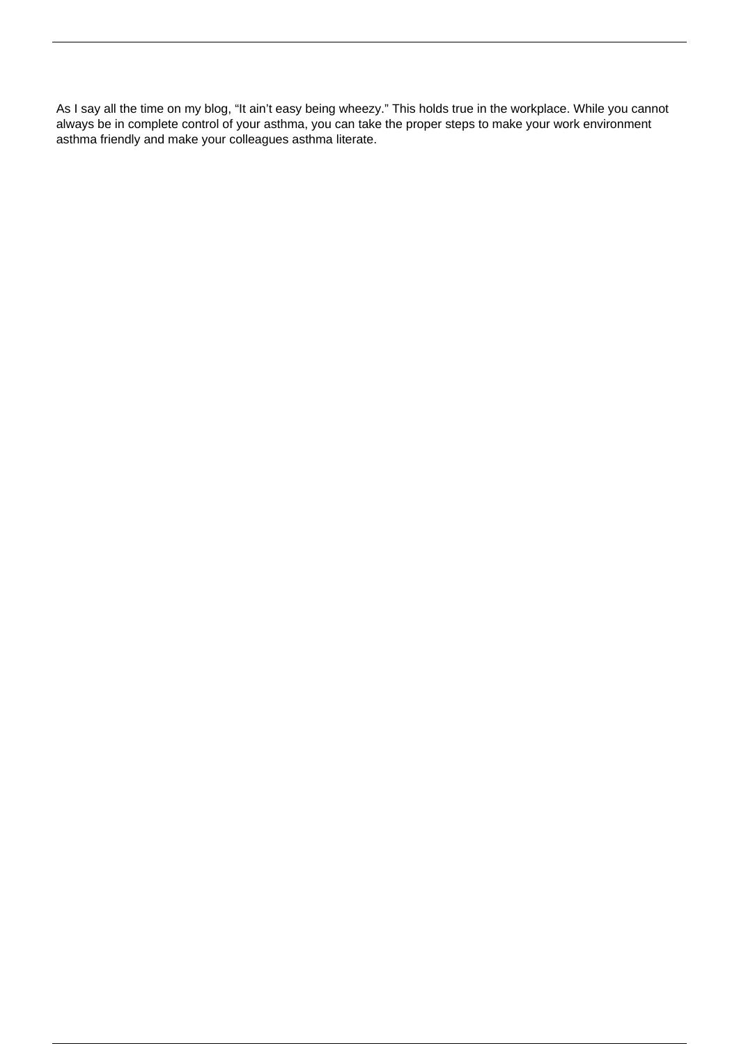As I say all the time on my blog, “It ain’t easy being wheezy.” This holds true in the workplace. While you cannot always be in complete control of your asthma, you can take the proper steps to make your work environment asthma friendly and make your colleagues asthma literate.